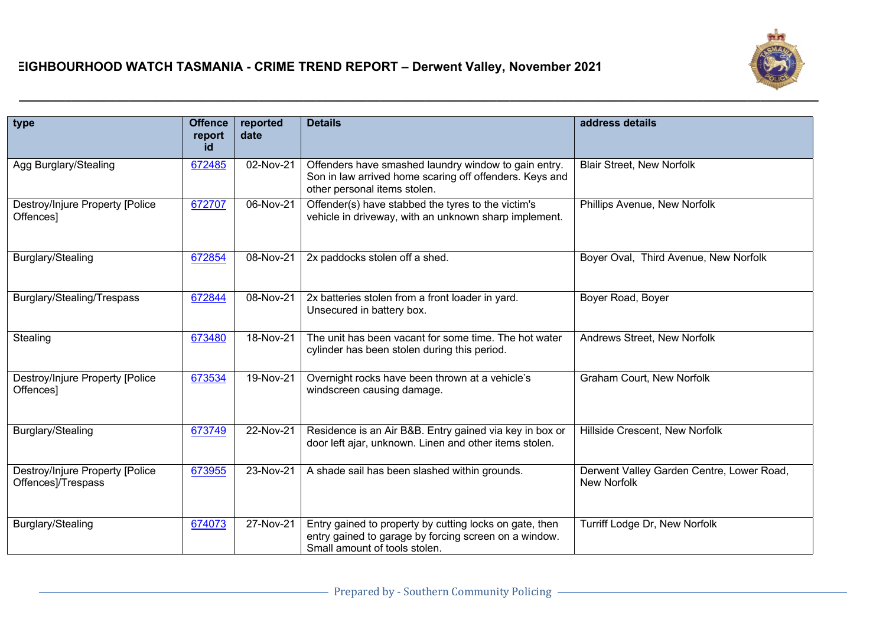# EIGHBOURHOOD WATCH TASMANIA - CRIME TREND REPORT – Derwent Valley, November 2021

| type | Offence report id | reported date | Details | address details |
|---|---|---|---|---|
| Agg Burglary/Stealing | 672485 | 02-Nov-21 | Offenders have smashed laundry window to gain entry. Son in law arrived home scaring off offenders. Keys and other personal items stolen. | Blair Street, New Norfolk |
| Destroy/Injure Property [Police Offences] | 672707 | 06-Nov-21 | Offender(s) have stabbed the tyres to the victim's vehicle in driveway, with an unknown sharp implement. | Phillips Avenue, New Norfolk |
| Burglary/Stealing | 672854 | 08-Nov-21 | 2x paddocks stolen off a shed. | Boyer Oval, Third Avenue, New Norfolk |
| Burglary/Stealing/Trespass | 672844 | 08-Nov-21 | 2x batteries stolen from a front loader in yard. Unsecured in battery box. | Boyer Road, Boyer |
| Stealing | 673480 | 18-Nov-21 | The unit has been vacant for some time. The hot water cylinder has been stolen during this period. | Andrews Street, New Norfolk |
| Destroy/Injure Property [Police Offences] | 673534 | 19-Nov-21 | Overnight rocks have been thrown at a vehicle's windscreen causing damage. | Graham Court, New Norfolk |
| Burglary/Stealing | 673749 | 22-Nov-21 | Residence is an Air B&B. Entry gained via key in box or door left ajar, unknown. Linen and other items stolen. | Hillside Crescent, New Norfolk |
| Destroy/Injure Property [Police Offences]/Trespass | 673955 | 23-Nov-21 | A shade sail has been slashed within grounds. | Derwent Valley Garden Centre, Lower Road, New Norfolk |
| Burglary/Stealing | 674073 | 27-Nov-21 | Entry gained to property by cutting locks on gate, then entry gained to garage by forcing screen on a window. Small amount of tools stolen. | Turriff Lodge Dr, New Norfolk |

Prepared by - Southern Community Policing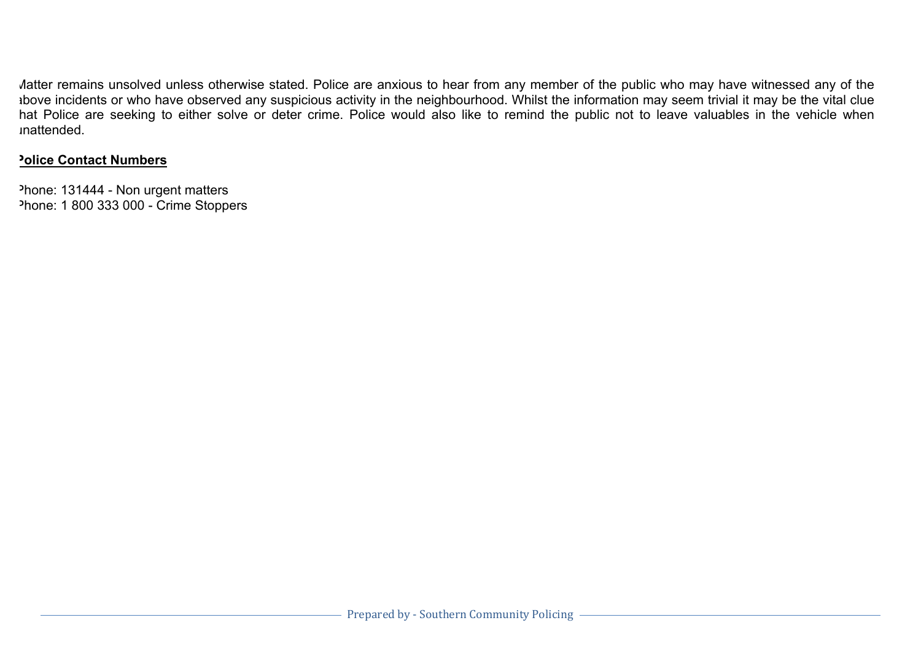Matter remains unsolved unless otherwise stated. Police are anxious to hear from any member of the public who may have witnessed any of the above incidents or who have observed any suspicious activity in the neighbourhood. Whilst the information may seem trivial it may be the vital clue that Police are seeking to either solve or deter crime. Police would also like to remind the public not to leave valuables in the vehicle when unattended.

**Police Contact Numbers**

Phone: 131444 - Non urgent matters
Phone: 1 800 333 000 - Crime Stoppers